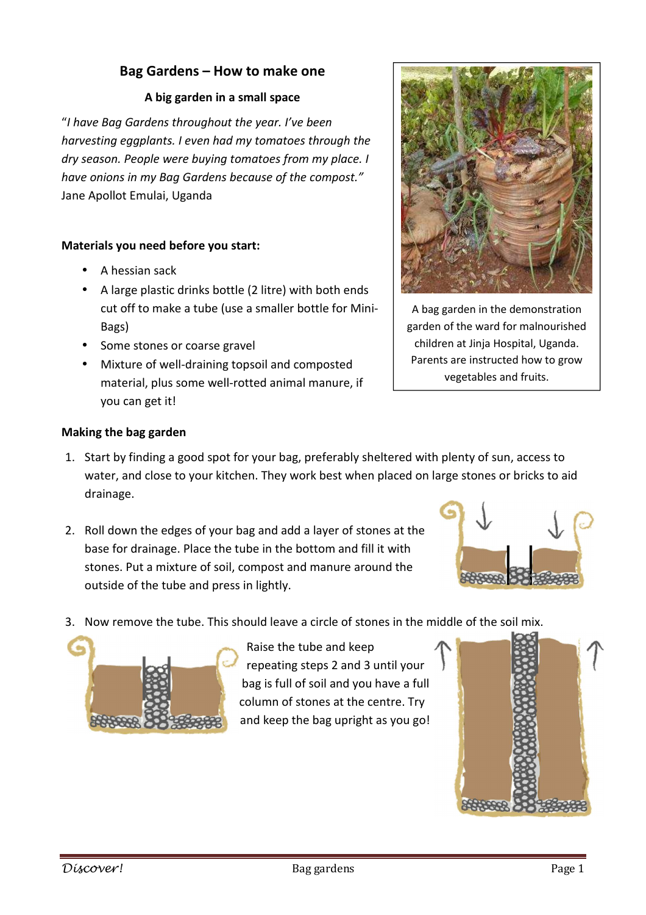# Bag Gardens – How to make one

### A big garden in a small space

"*I have Bag Gardens throughout the year. I've been harvesting eggplants. I even had my tomatoes through the dry season. People were buying tomatoes from my place. I have onions in my Bag Gardens because of the compost.*"
Jane Apollot Emulai, Uganda

A bag garden in the demonstration garden of the ward for malnourished children at Jinja Hospital, Uganda. Parents are instructed how to grow vegetables and fruits.

**Materials you need before you start:**

- A hessian sack
- A large plastic drinks bottle (2 litre) with both ends cut off to make a tube (use a smaller bottle for Mini-Bags)
- Some stones or coarse gravel
- Mixture of well-draining topsoil and composted material, plus some well-rotted animal manure, if you can get it!

**Making the bag garden**

1. Start by finding a good spot for your bag, preferably sheltered with plenty of sun, access to water, and close to your kitchen. They work best when placed on large stones or bricks to aid drainage.
2. Roll down the edges of your bag and add a layer of stones at the base for drainage. Place the tube in the bottom and fill it with stones. Put a mixture of soil, compost and manure around the outside of the tube and press in lightly.
3. Now remove the tube. This should leave a circle of stones in the middle of the soil mix.

Raise the tube and keep repeating steps 2 and 3 until your bag is full of soil and you have a full column of stones at the centre. Try and keep the bag upright as you go!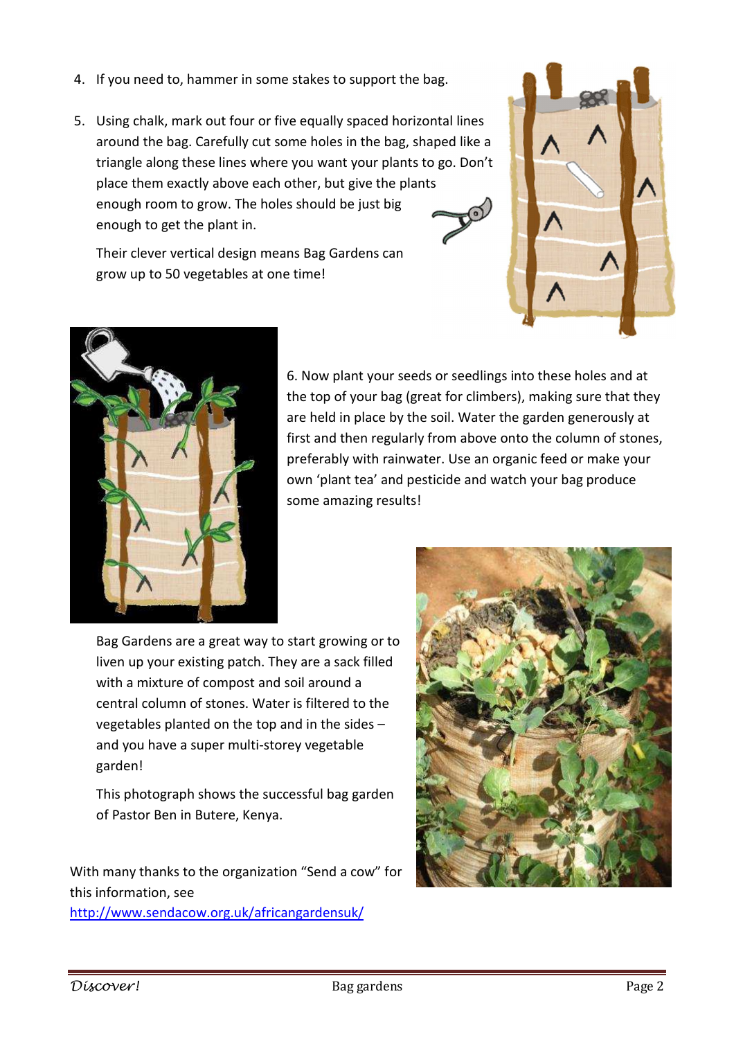4. If you need to, hammer in some stakes to support the bag.

5. Using chalk, mark out four or five equally spaced horizontal lines around the bag. Carefully cut some holes in the bag, shaped like a triangle along these lines where you want your plants to go. Don't place them exactly above each other, but give the plants enough room to grow. The holes should be just big enough to get the plant in.

   Their clever vertical design means Bag Gardens can grow up to 50 vegetables at one time!

6. Now plant your seeds or seedlings into these holes and at the top of your bag (great for climbers), making sure that they are held in place by the soil. Water the garden generously at first and then regularly from above onto the column of stones, preferably with rainwater. Use an organic feed or make your own 'plant tea' and pesticide and watch your bag produce some amazing results!

Bag Gardens are a great way to start growing or to liven up your existing patch. They are a sack filled with a mixture of compost and soil around a central column of stones. Water is filtered to the vegetables planted on the top and in the sides – and you have a super multi-storey vegetable garden!

This photograph shows the successful bag garden of Pastor Ben in Butere, Kenya.

With many thanks to the organization "Send a cow" for this information, see [http://www.sendacow.org.uk/africangardensuk/](http://www.sendacow.org.uk/africangardensuk/)